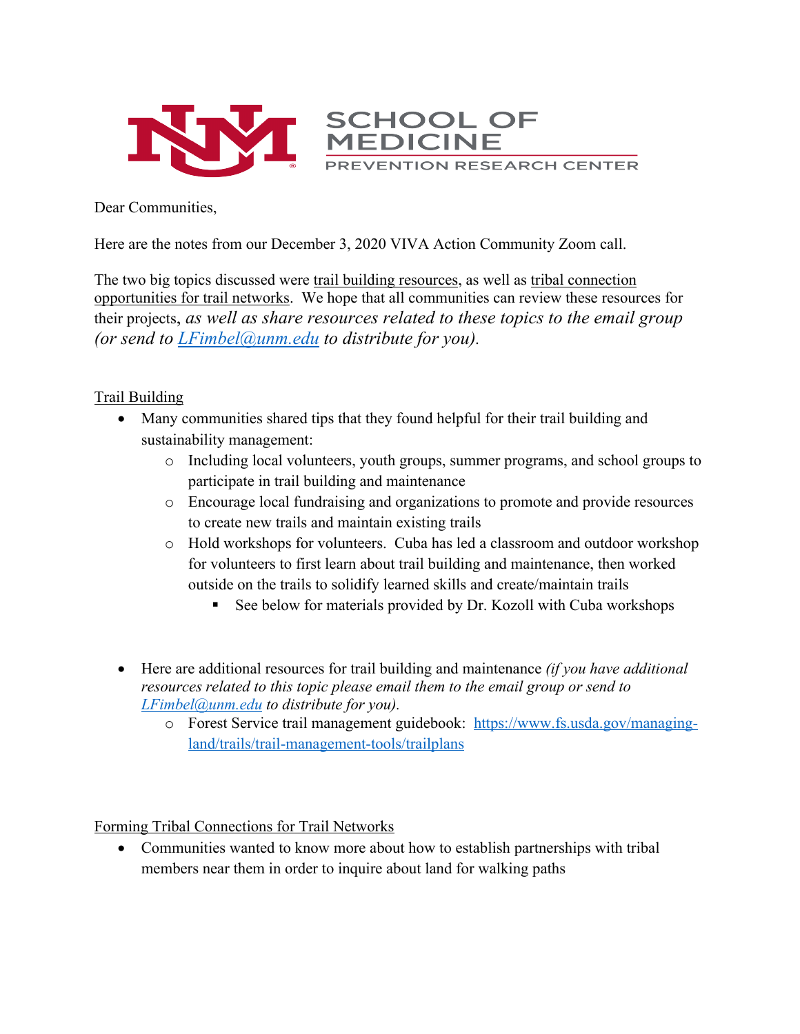SCHOOL OF MEDICINE

PREVENTION RESEARCH CENTER

Dear Communities,

Here are the notes from our December 3, 2020 VIVA Action Community Zoom call.

The two big topics discussed were trail building resources, as well as tribal connection opportunities for trail networks. We hope that all communities can review these resources for their projects, *as well as share resources related to these topics to the email group (or send to [LFimbel@unm.edu](mailto:LFimbel@unm.edu) to distribute for you).*

## Trail Building

- Many communities shared tips that they found helpful for their trail building and sustainability management:
  - Including local volunteers, youth groups, summer programs, and school groups to participate in trail building and maintenance
  - Encourage local fundraising and organizations to promote and provide resources to create new trails and maintain existing trails
  - Hold workshops for volunteers. Cuba has led a classroom and outdoor workshop for volunteers to first learn about trail building and maintenance, then worked outside on the trails to solidify learned skills and create/maintain trails
    - See below for materials provided by Dr. Kozoll with Cuba workshops

- Here are additional resources for trail building and maintenance *(if you have additional resources related to this topic please email them to the email group or send to [LFimbel@unm.edu](mailto:LFimbel@unm.edu) to distribute for you).*
  - Forest Service trail management guidebook: [https://www.fs.usda.gov/managing-land/trails/trail-management-tools/trailplans](https://www.fs.usda.gov/managing-land/trails/trail-management-tools/trailplans)

## Forming Tribal Connections for Trail Networks

- Communities wanted to know more about how to establish partnerships with tribal members near them in order to inquire about land for walking paths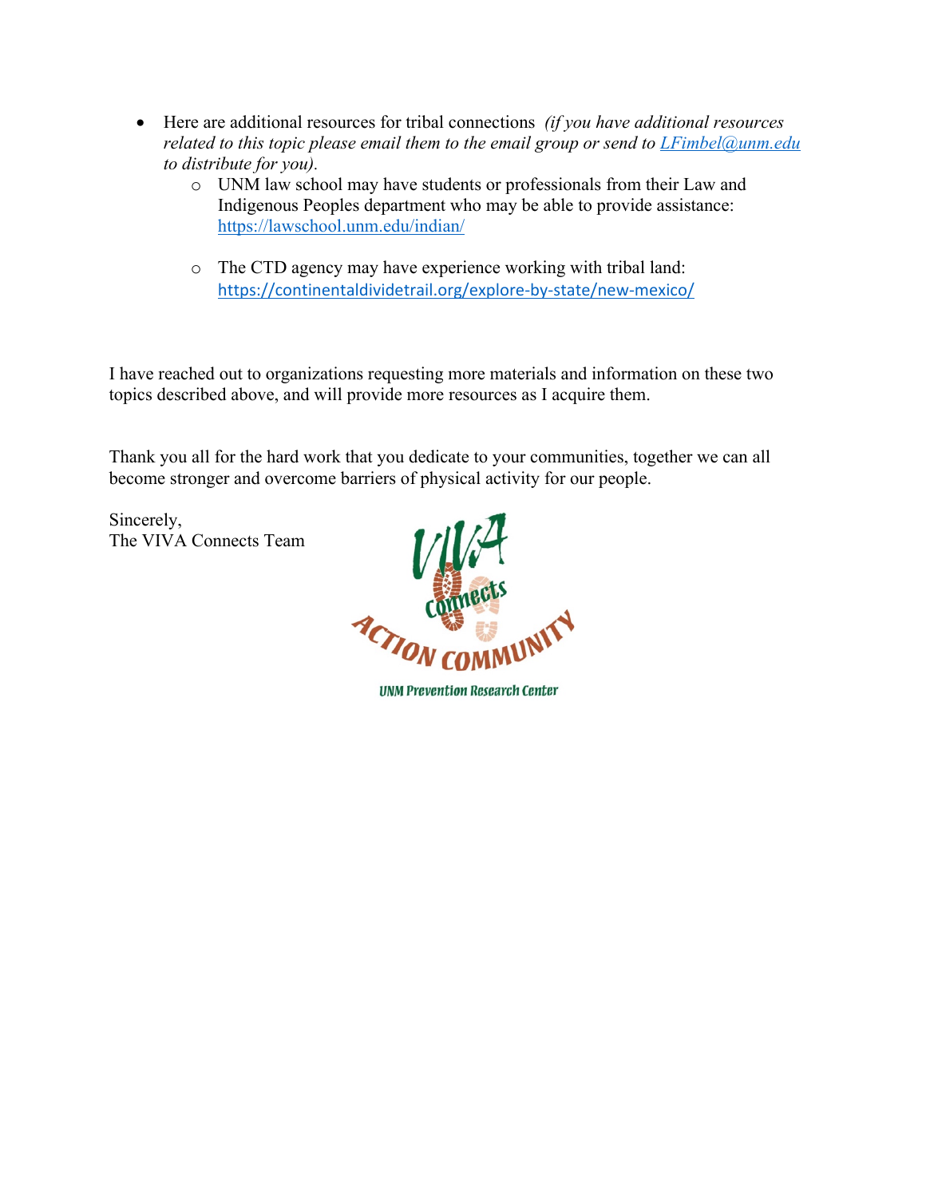- Here are additional resources for tribal connections *(if you have additional resources related to this topic please email them to the email group or send to LFimbel@unm.edu to distribute for you).*
    - UNM law school may have students or professionals from their Law and Indigenous Peoples department who may be able to provide assistance: https://lawschool.unm.edu/indian/
    - The CTD agency may have experience working with tribal land: https://continentaldividetrail.org/explore-by-state/new-mexico/

I have reached out to organizations requesting more materials and information on these two topics described above, and will provide more resources as I acquire them.

Thank you all for the hard work that you dedicate to your communities, together we can all become stronger and overcome barriers of physical activity for our people.

Sincerely,
The VIVA Connects Team

VIVA Connects
ACTION COMMUNITY
UNM Prevention Research Center